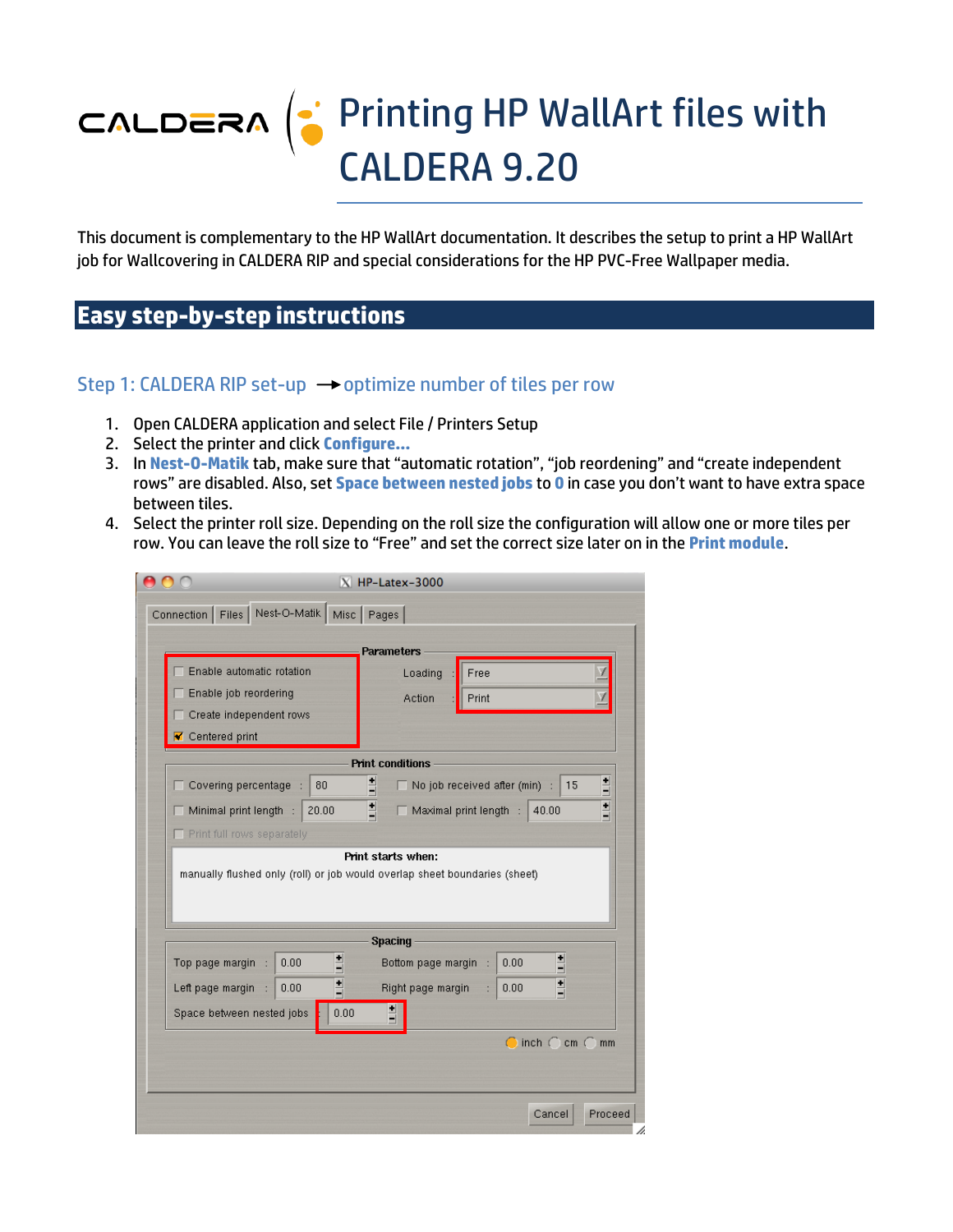# Printing HP WallArt files with CALDERA 9.20

This document is complementary to the HP WallArt documentation. It describes the setup to print a HP WallArt job for Wallcovering in CALDERA RIP and special considerations for the HP PVC-Free Wallpaper media.

## Easy step-by-step instructions

### Step 1: CALDERA RIP set-up → optimize number of tiles per row

1. Open CALDERA application and select File / Printers Setup
2. Select the printer and click **Configure...**
3. In **Nest-O-Matik** tab, make sure that “automatic rotation”, “job reordening” and “create independent rows” are disabled. Also, set **Space between nested jobs** to **0** in case you don’t want to have extra space between tiles.
4. Select the printer roll size. Depending on the roll size the configuration will allow one or more tiles per row. You can leave the roll size to “Free” and set the correct size later on in the **Print module**.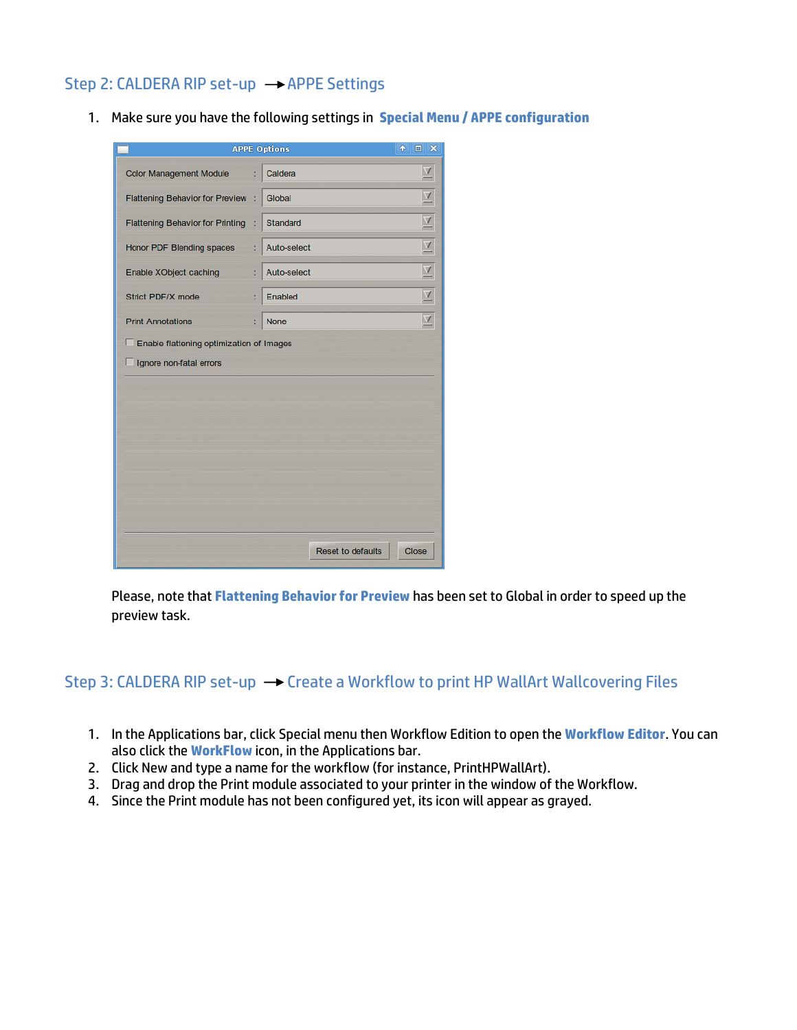## Step 2: CALDERA RIP set-up → APPE Settings

1. Make sure you have the following settings in **Special Menu / APPE configuration**

   Please, note that **Flattening Behavior for Preview** has been set to Global in order to speed up the preview task.

## Step 3: CALDERA RIP set-up → Create a Workflow to print HP WallArt Wallcovering Files

1. In the Applications bar, click Special menu then Workflow Edition to open the **Workflow Editor**. You can also click the **WorkFlow** icon, in the Applications bar.
2. Click New and type a name for the workflow (for instance, PrintHPWallArt).
3. Drag and drop the Print module associated to your printer in the window of the Workflow.
4. Since the Print module has not been configured yet, its icon will appear as grayed.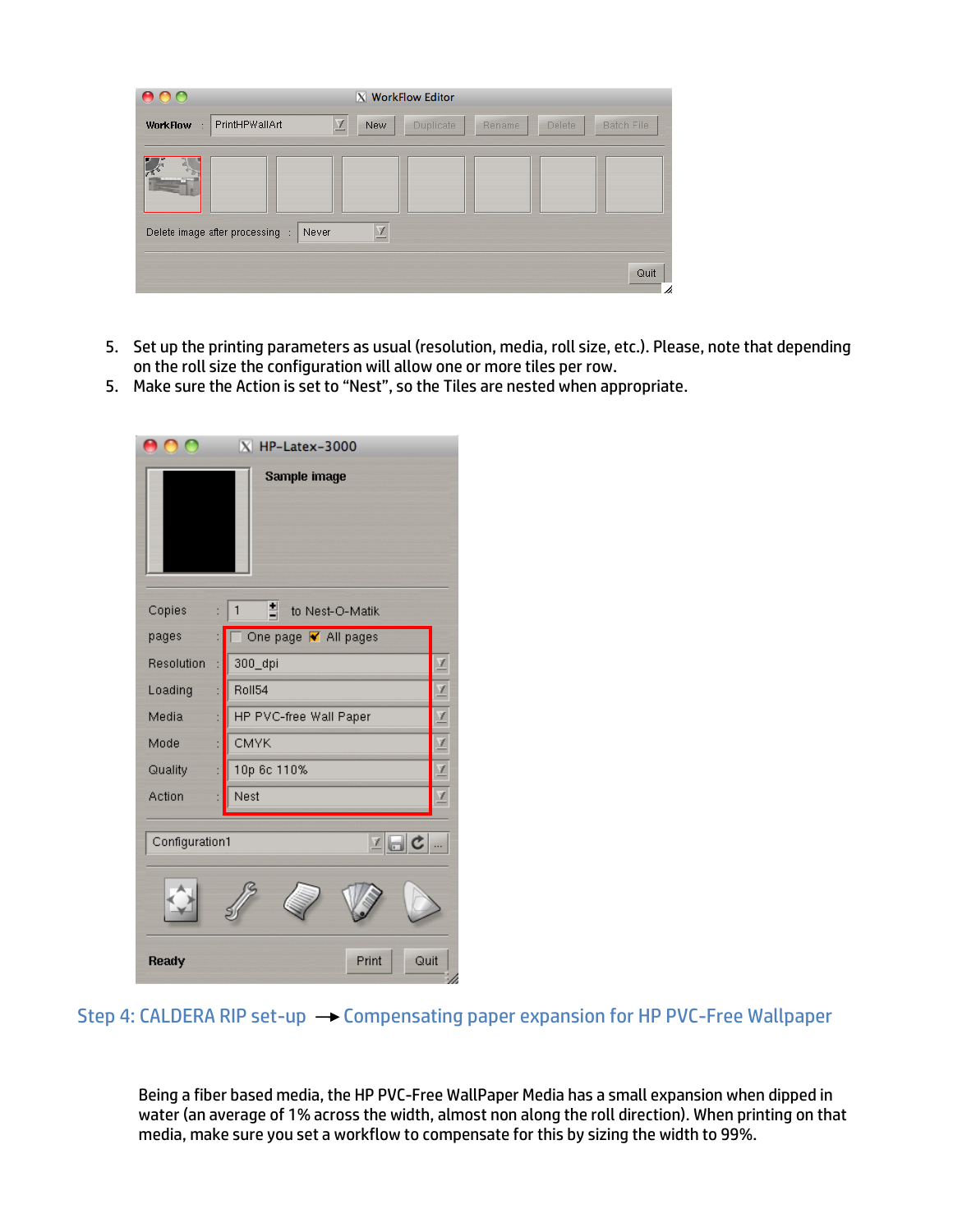5. Set up the printing parameters as usual (resolution, media, roll size, etc.). Please, note that depending on the roll size the configuration will allow one or more tiles per row.
5. Make sure the Action is set to "Nest", so the Tiles are nested when appropriate.

## Step 4: CALDERA RIP set-up → Compensating paper expansion for HP PVC-Free Wallpaper

Being a fiber based media, the HP PVC-Free WallPaper Media has a small expansion when dipped in water (an average of 1% across the width, almost non along the roll direction). When printing on that media, make sure you set a workflow to compensate for this by sizing the width to 99%.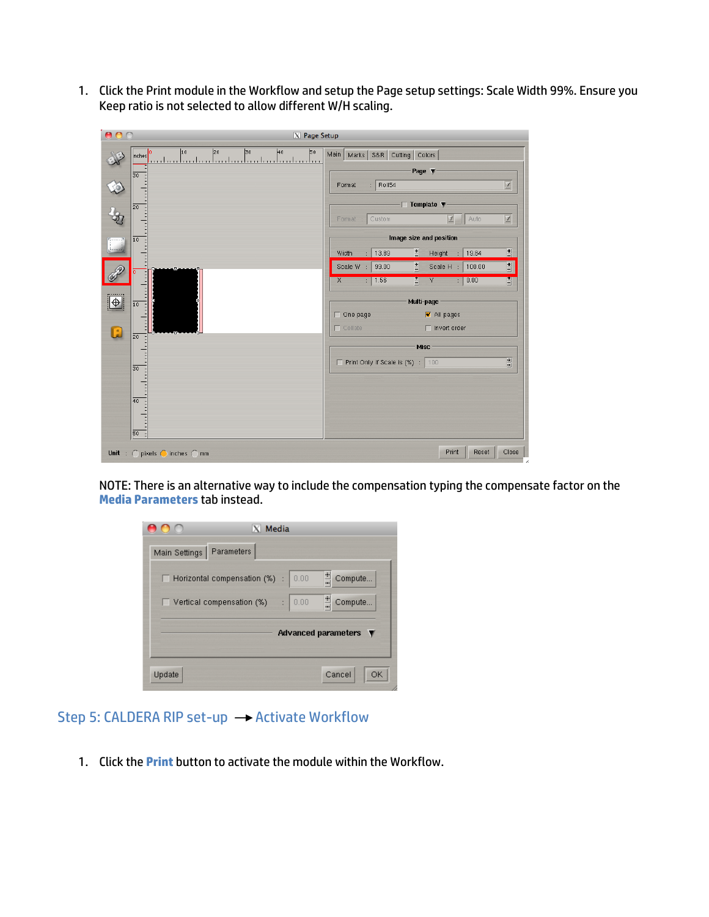1. Click the Print module in the Workflow and setup the Page setup settings: Scale Width 99%. Ensure you Keep ratio is not selected to allow different W/H scaling.

NOTE: There is an alternative way to include the compensation typing the compensate factor on the **Media Parameters** tab instead.

## Step 5: CALDERA RIP set-up → Activate Workflow

1. Click the **Print** button to activate the module within the Workflow.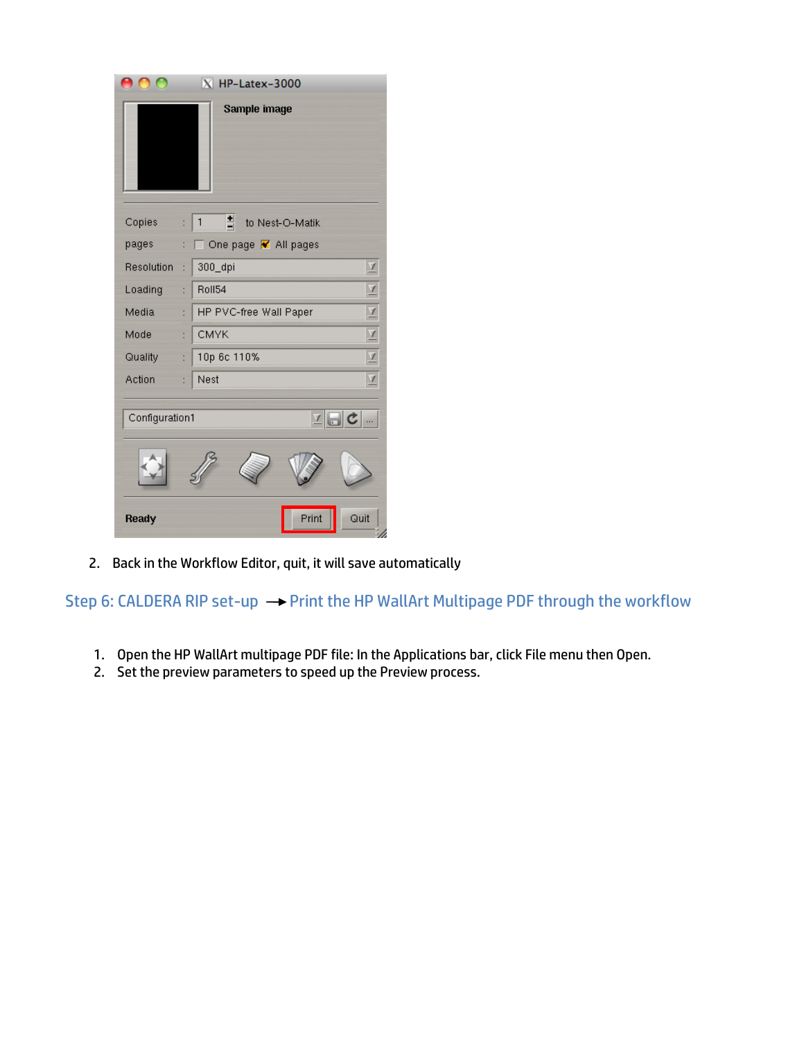2. Back in the Workflow Editor, quit, it will save automatically

## Step 6: CALDERA RIP set-up → Print the HP WallArt Multipage PDF through the workflow

1. Open the HP WallArt multipage PDF file: In the Applications bar, click File menu then Open.
2. Set the preview parameters to speed up the Preview process.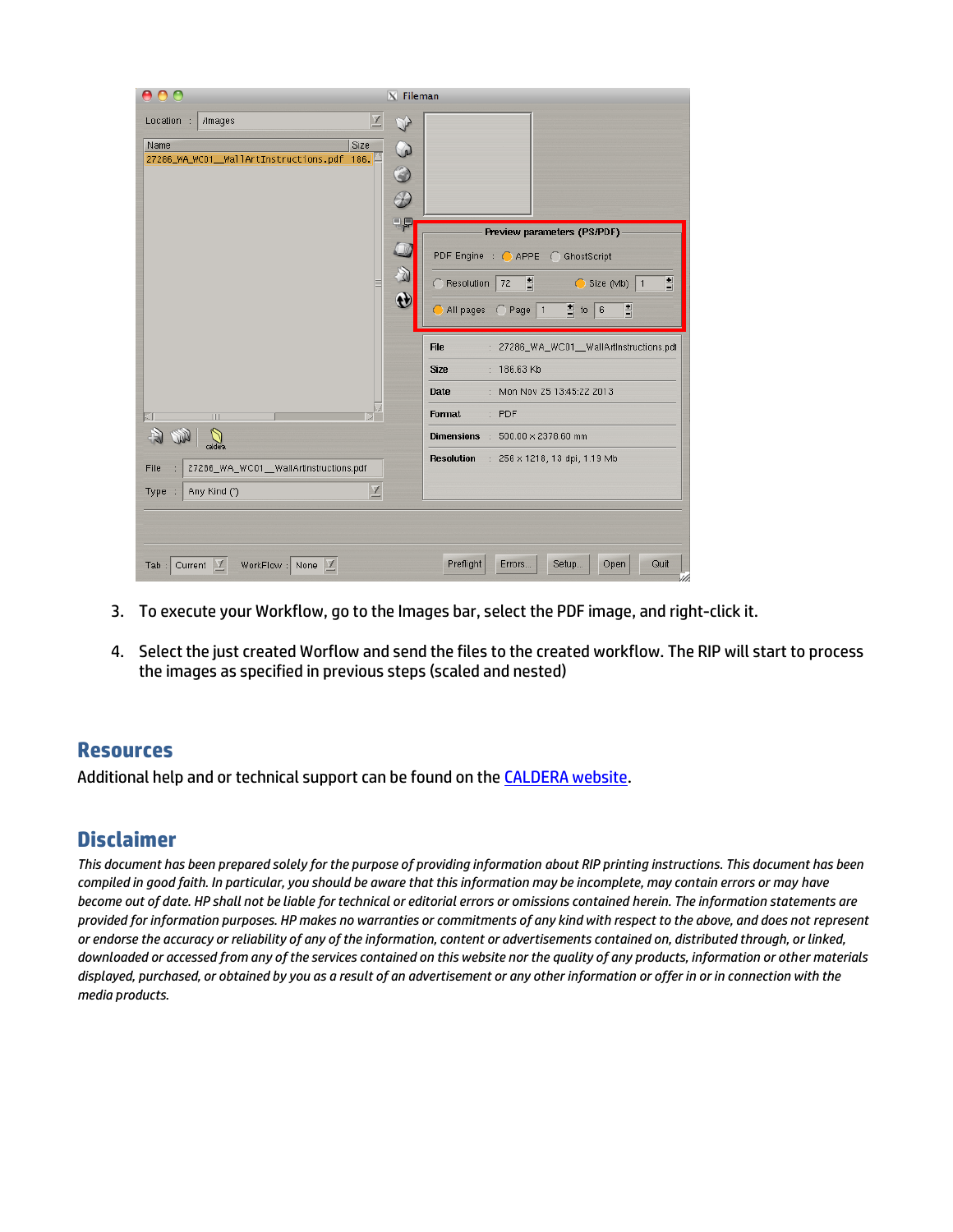3. To execute your Workflow, go to the Images bar, select the PDF image, and right-click it.

4. Select the just created Worflow and send the files to the created workflow. The RIP will start to process the images as specified in previous steps (scaled and nested)

## Resources

Additional help and or technical support can be found on the [CALDERA website](#).

## Disclaimer

*This document has been prepared solely for the purpose of providing information about RIP printing instructions. This document has been compiled in good faith. In particular, you should be aware that this information may be incomplete, may contain errors or may have become out of date. HP shall not be liable for technical or editorial errors or omissions contained herein. The information statements are provided for information purposes. HP makes no warranties or commitments of any kind with respect to the above, and does not represent or endorse the accuracy or reliability of any of the information, content or advertisements contained on, distributed through, or linked, downloaded or accessed from any of the services contained on this website nor the quality of any products, information or other materials displayed, purchased, or obtained by you as a result of an advertisement or any other information or offer in or in connection with the media products.*